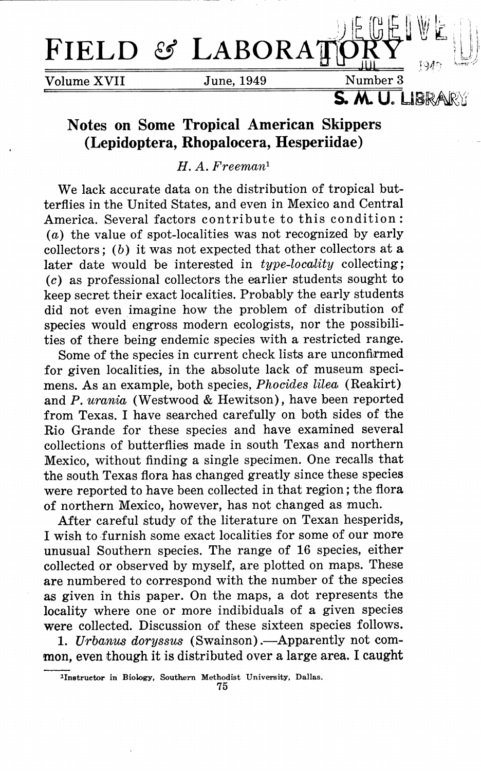# FIELD & LABORATORY

Volume XVII — June, 1949 — Number 3

## Notes on Some Tropical American Skippers (Lepidoptera, Rhopalocera, Hesperiidae)

*H. A. Freeman*[1]

We lack accurate data on the distribution of tropical butterflies in the United States, and even in Mexico and Central America. Several factors contribute to this condition: (*a*) the value of spot-localities was not recognized by early collectors; (*b*) it was not expected that other collectors at a later date would be interested in *type-locality* collecting; (*c*) as professional collectors the earlier students sought to keep secret their exact localities. Probably the early students did not even imagine how the problem of distribution of species would engross modern ecologists, nor the possibilities of there being endemic species with a restricted range.

Some of the species in current check lists are unconfirmed for given localities, in the absolute lack of museum specimens. As an example, both species, *Phocides lilea* (Reakirt) and *P. urania* (Westwood & Hewitson), have been reported from Texas. I have searched carefully on both sides of the Rio Grande for these species and have examined several collections of butterflies made in south Texas and northern Mexico, without finding a single specimen. One recalls that the south Texas flora has changed greatly since these species were reported to have been collected in that region; the flora of northern Mexico, however, has not changed as much.

After careful study of the literature on Texan hesperids, I wish to furnish some exact localities for some of our more unusual Southern species. The range of 16 species, either collected or observed by myself, are plotted on maps. These are numbered to correspond with the number of the species as given in this paper. On the maps, a dot represents the locality where one or more indibiduals of a given species were collected. Discussion of these sixteen species follows.

1. *Urbanus doryssus* (Swainson).—Apparently not common, even though it is distributed over a large area. I caught

[1] Instructor in Biology, Southern Methodist University, Dallas.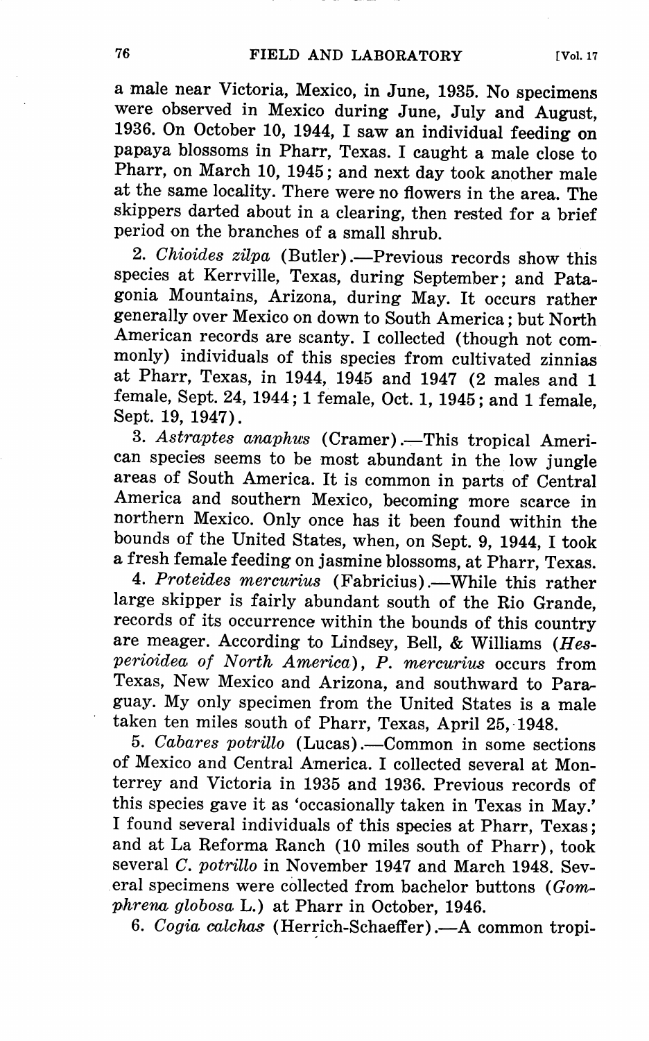a male near Victoria, Mexico, in June, 1935. No specimens were observed in Mexico during June, July and August, 1936. On October 10, 1944, I saw an individual feeding on papaya blossoms in Pharr, Texas. I caught a male close to Pharr, on March 10, 1945; and next day took another male at the same locality. There were no flowers in the area. The skippers darted about in a clearing, then rested for a brief period on the branches of a small shrub.

2. *Chioides zilpa* (Butler).—Previous records show this species at Kerrville, Texas, during September; and Patagonia Mountains, Arizona, during May. It occurs rather generally over Mexico on down to South America; but North American records are scanty. I collected (though not commonly) individuals of this species from cultivated zinnias at Pharr, Texas, in 1944, 1945 and 1947 (2 males and 1 female, Sept. 24, 1944; 1 female, Oct. 1, 1945; and 1 female, Sept. 19, 1947).

3. *Astraptes anaphus* (Cramer).—This tropical American species seems to be most abundant in the low jungle areas of South America. It is common in parts of Central America and southern Mexico, becoming more scarce in northern Mexico. Only once has it been found within the bounds of the United States, when, on Sept. 9, 1944, I took a fresh female feeding on jasmine blossoms, at Pharr, Texas.

4. *Proteides mercurius* (Fabricius).—While this rather large skipper is fairly abundant south of the Rio Grande, records of its occurrence within the bounds of this country are meager. According to Lindsey, Bell, & Williams (*Hesperioidea of North America*), *P. mercurius* occurs from Texas, New Mexico and Arizona, and southward to Paraguay. My only specimen from the United States is a male taken ten miles south of Pharr, Texas, April 25, 1948.

5. *Cabares potrillo* (Lucas).—Common in some sections of Mexico and Central America. I collected several at Monterrey and Victoria in 1935 and 1936. Previous records of this species gave it as 'occasionally taken in Texas in May.' I found several individuals of this species at Pharr, Texas; and at La Reforma Ranch (10 miles south of Pharr), took several *C. potrillo* in November 1947 and March 1948. Several specimens were collected from bachelor buttons (*Gomphrena globosa* L.) at Pharr in October, 1946.

6. *Cogia calchas* (Herrich-Schaeffer).—A common tropi-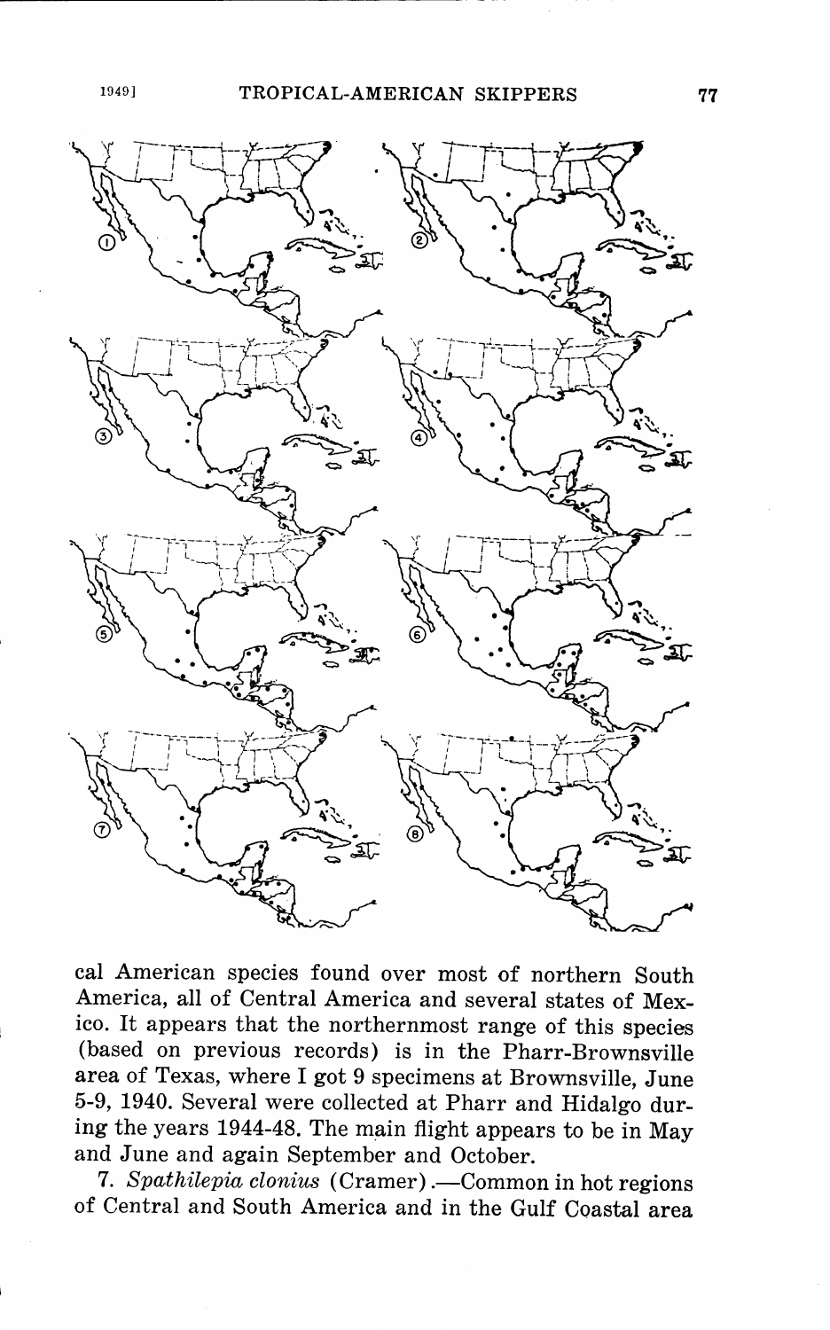cal American species found over most of northern South America, all of Central America and several states of Mexico. It appears that the northernmost range of this species (based on previous records) is in the Pharr-Brownsville area of Texas, where I got 9 specimens at Brownsville, June 5-9, 1940. Several were collected at Pharr and Hidalgo during the years 1944-48. The main flight appears to be in May and June and again September and October.

7. *Spathilepia clonius* (Cramer).—Common in hot regions of Central and South America and in the Gulf Coastal area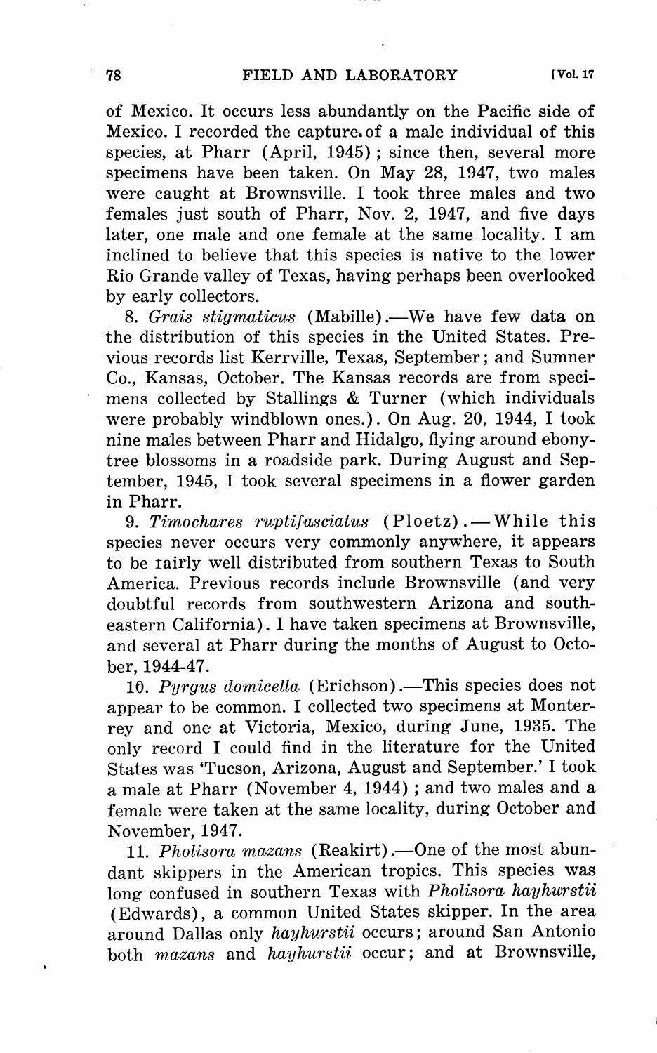of Mexico. It occurs less abundantly on the Pacific side of Mexico. I recorded the capture of a male individual of this species, at Pharr (April, 1945); since then, several more specimens have been taken. On May 28, 1947, two males were caught at Brownsville. I took three males and two females just south of Pharr, Nov. 2, 1947, and five days later, one male and one female at the same locality. I am inclined to believe that this species is native to the lower Rio Grande valley of Texas, having perhaps been overlooked by early collectors.

8. *Grais stigmaticus* (Mabille).—We have few data on the distribution of this species in the United States. Previous records list Kerrville, Texas, September; and Sumner Co., Kansas, October. The Kansas records are from specimens collected by Stallings & Turner (which individuals were probably windblown ones.). On Aug. 20, 1944, I took nine males between Pharr and Hidalgo, flying around ebony-tree blossoms in a roadside park. During August and September, 1945, I took several specimens in a flower garden in Pharr.

9. *Timochares ruptifasciatus* (Ploetz).—While this species never occurs very commonly anywhere, it appears to be rairly well distributed from southern Texas to South America. Previous records include Brownsville (and very doubtful records from southwestern Arizona and southeastern California). I have taken specimens at Brownsville, and several at Pharr during the months of August to October, 1944-47.

10. *Pyrgus domicella* (Erichson).—This species does not appear to be common. I collected two specimens at Monterrey and one at Victoria, Mexico, during June, 1935. The only record I could find in the literature for the United States was 'Tucson, Arizona, August and September.' I took a male at Pharr (November 4, 1944); and two males and a female were taken at the same locality, during October and November, 1947.

11. *Pholisora mazans* (Reakirt).—One of the most abundant skippers in the American tropics. This species was long confused in southern Texas with *Pholisora hayhurstii* (Edwards), a common United States skipper. In the area around Dallas only *hayhurstii* occurs; around San Antonio both *mazans* and *hayhurstii* occur; and at Brownsville,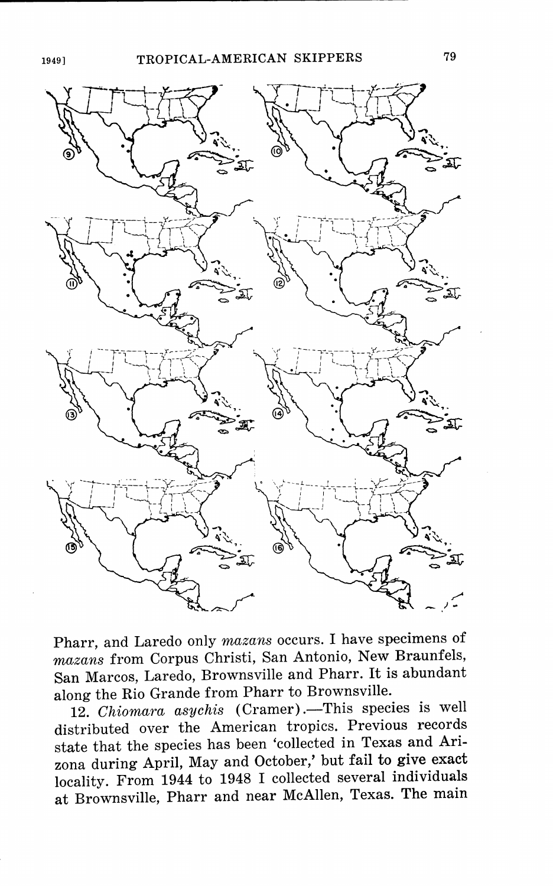Pharr, and Laredo only *mazans* occurs. I have specimens of *mazans* from Corpus Christi, San Antonio, New Braunfels, San Marcos, Laredo, Brownsville and Pharr. It is abundant along the Rio Grande from Pharr to Brownsville.

12. *Chiomara asychis* (Cramer).—This species is well distributed over the American tropics. Previous records state that the species has been 'collected in Texas and Arizona during April, May and October,' but fail to give exact locality. From 1944 to 1948 I collected several individuals at Brownsville, Pharr and near McAllen, Texas. The main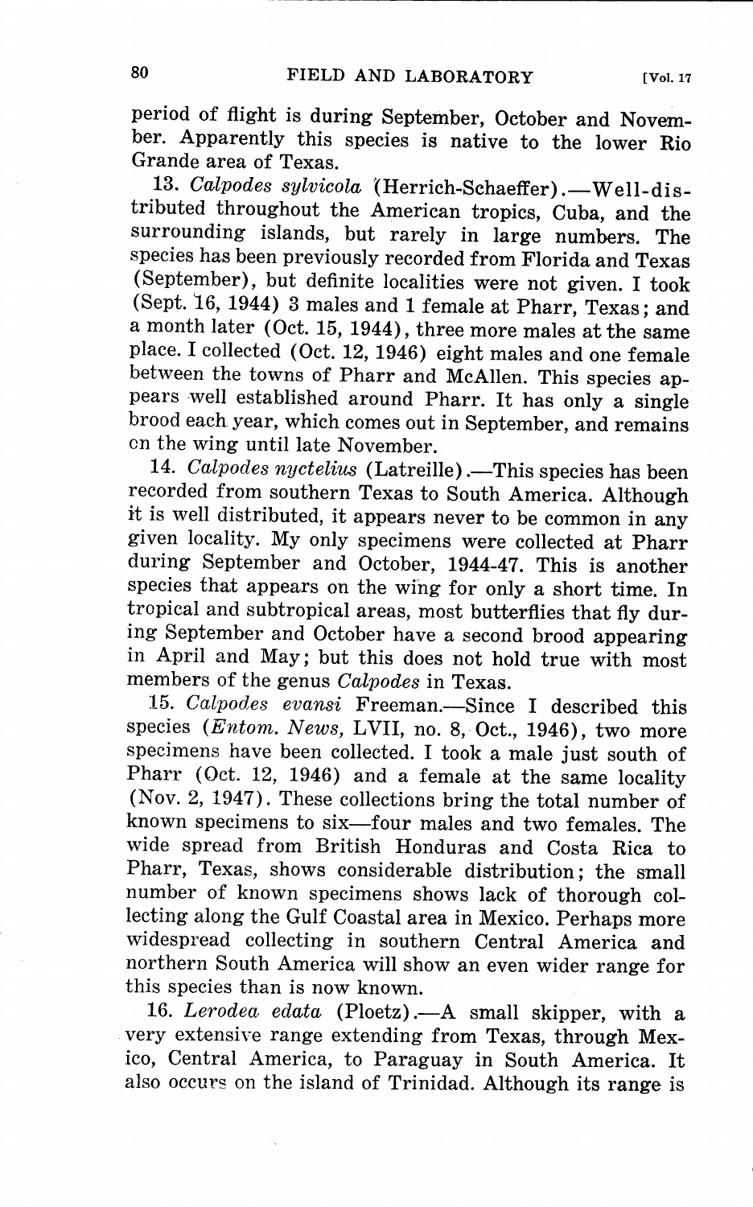period of flight is during September, October and November. Apparently this species is native to the lower Rio Grande area of Texas.

13. *Calpodes sylvicola* (Herrich-Schaeffer).—Well-distributed throughout the American tropics, Cuba, and the surrounding islands, but rarely in large numbers. The species has been previously recorded from Florida and Texas (September), but definite localities were not given. I took (Sept. 16, 1944) 3 males and 1 female at Pharr, Texas; and a month later (Oct. 15, 1944), three more males at the same place. I collected (Oct. 12, 1946) eight males and one female between the towns of Pharr and McAllen. This species appears well established around Pharr. It has only a single brood each year, which comes out in September, and remains on the wing until late November.

14. *Calpodes nyctelius* (Latreille).—This species has been recorded from southern Texas to South America. Although it is well distributed, it appears never to be common in any given locality. My only specimens were collected at Pharr during September and October, 1944-47. This is another species that appears on the wing for only a short time. In tropical and subtropical areas, most butterflies that fly during September and October have a second brood appearing in April and May; but this does not hold true with most members of the genus *Calpodes* in Texas.

15. *Calpodes evansi* Freeman.—Since I described this species (*Entom. News*, LVII, no. 8, Oct., 1946), two more specimens have been collected. I took a male just south of Pharr (Oct. 12, 1946) and a female at the same locality (Nov. 2, 1947). These collections bring the total number of known specimens to six—four males and two females. The wide spread from British Honduras and Costa Rica to Pharr, Texas, shows considerable distribution; the small number of known specimens shows lack of thorough collecting along the Gulf Coastal area in Mexico. Perhaps more widespread collecting in southern Central America and northern South America will show an even wider range for this species than is now known.

16. *Lerodea edata* (Ploetz).—A small skipper, with a very extensive range extending from Texas, through Mexico, Central America, to Paraguay in South America. It also occurs on the island of Trinidad. Although its range is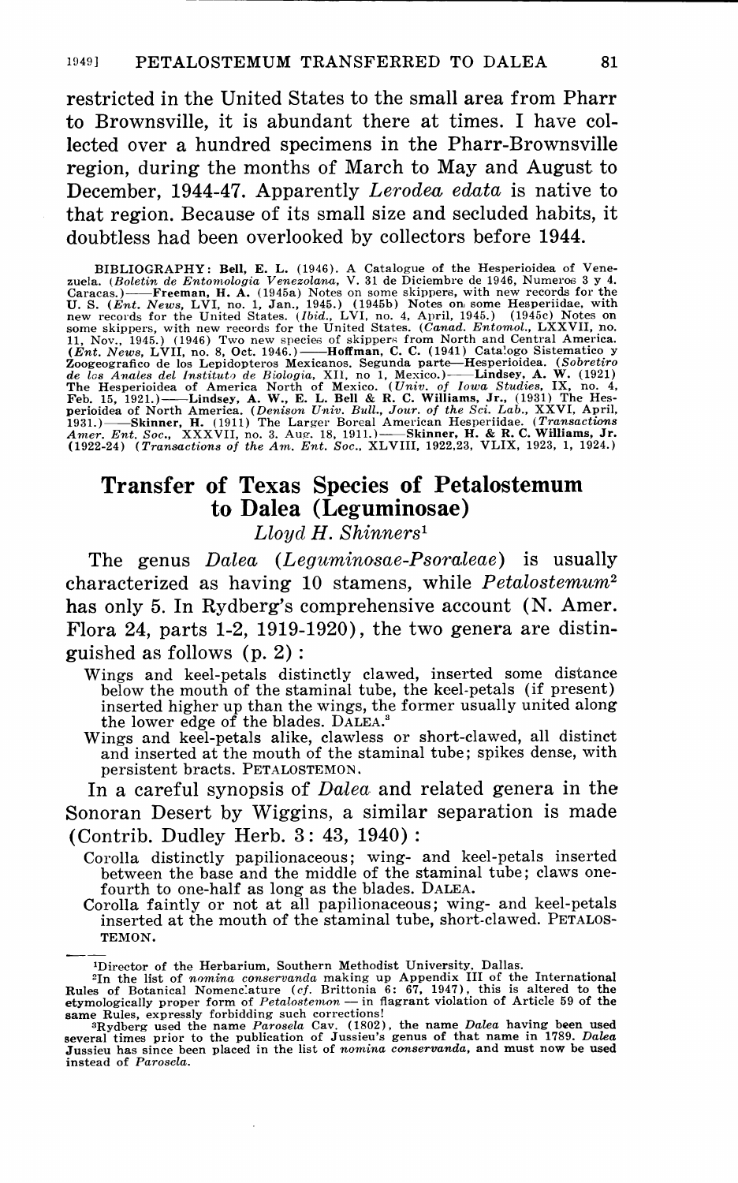restricted in the United States to the small area from Pharr to Brownsville, it is abundant there at times. I have collected over a hundred specimens in the Pharr-Brownsville region, during the months of March to May and August to December, 1944-47. Apparently *Lerodea edata* is native to that region. Because of its small size and secluded habits, it doubtless had been overlooked by collectors before 1944.

BIBLIOGRAPHY: **Bell, E. L.** (1946). A Catalogue of the Hesperioidea of Venezuela. (*Boletin de Entomologia Venezolana*, V. 31 de Diciembre de 1946, Numeros 3 y 4. Caracas.)——**Freeman, H. A.** (1945a) Notes on some skippers, with new records for the U. S. (*Ent. News*, LVI, no. 1, Jan., 1945.) (1945b) Notes on some Hesperiidae, with new records for the United States. (*Ibid.*, LVI, no. 4, April, 1945.) (1945c) Notes on some skippers, with new records for the United States. (*Canad. Entomol.*, LXXVII, no. 11, Nov., 1945.) (1946) Two new species of skippers from North and Central America. (*Ent. News*, LVII, no. 8, Oct. 1946.)——**Hoffman, C. C.** (1941) Catalogo Sistematico y Zoogeografico de los Lepidopteros Mexicanos. Segunda parte—Hesperioidea. (*Sobretiro de los Anales del Instituto de Biologia*, XII, no 1, Mexico.)——**Lindsey, A. W.** (1921) The Hesperioidea of America North of Mexico. (*Univ. of Iowa Studies*, IX, no. 4, Feb. 15, 1921.)——**Lindsey, A. W., E. L. Bell & R. C. Williams, Jr.** (1931) The Hesperioidea of North America. (*Denison Univ. Bull., Jour. of the Sci. Lab.*, XXVI, April, 1931.)——**Skinner, H.** (1911) The Larger Boreal American Hesperiidae. (*Transactions Amer. Ent. Soc.*, XXXVII, no. 3. Aug. 18, 1911.)——**Skinner, H. & R. C. Williams, Jr.** (1922-24) (*Transactions of the Am. Ent. Soc.*, XLVIII, 1922,23, VLIX, 1923, 1, 1924.)

## Transfer of Texas Species of Petalostemum to Dalea (Leguminosae)

*Lloyd H. Shinners*[1]

The genus *Dalea* (*Leguminosae-Psoraleae*) is usually characterized as having 10 stamens, while *Petalostemum*[2] has only 5. In Rydberg's comprehensive account (N. Amer. Flora 24, parts 1-2, 1919-1920), the two genera are distinguished as follows (p. 2):

Wings and keel-petals distinctly clawed, inserted some distance below the mouth of the staminal tube, the keel-petals (if present) inserted higher up than the wings, the former usually united along the lower edge of the blades. DALEA.[3]

Wings and keel-petals alike, clawless or short-clawed, all distinct and inserted at the mouth of the staminal tube; spikes dense, with persistent bracts. PETALOSTEMON.

In a careful synopsis of *Dalea* and related genera in the Sonoran Desert by Wiggins, a similar separation is made (Contrib. Dudley Herb. 3: 43, 1940):

Corolla distinctly papilionaceous; wing- and keel-petals inserted between the base and the middle of the staminal tube; claws one-fourth to one-half as long as the blades. DALEA.

Corolla faintly or not at all papilionaceous; wing- and keel-petals inserted at the mouth of the staminal tube, short-clawed. PETALOSTEMON.

---

[1]Director of the Herbarium, Southern Methodist University, Dallas.

[2]In the list of *nomina conservanda* making up Appendix III of the International Rules of Botanical Nomenclature (*cf.* Brittonia 6: 67, 1947), this is altered to the etymologically proper form of *Petalostemon* — in flagrant violation of Article 59 of the same Rules, expressly forbidding such corrections!

[3]Rydberg used the name *Parosela* Cav. (1802), the name *Dalea* having been used several times prior to the publication of Jussieu's genus of that name in 1789. *Dalea* Jussieu has since been placed in the list of *nomina conservanda*, and must now be used instead of *Parosela*.